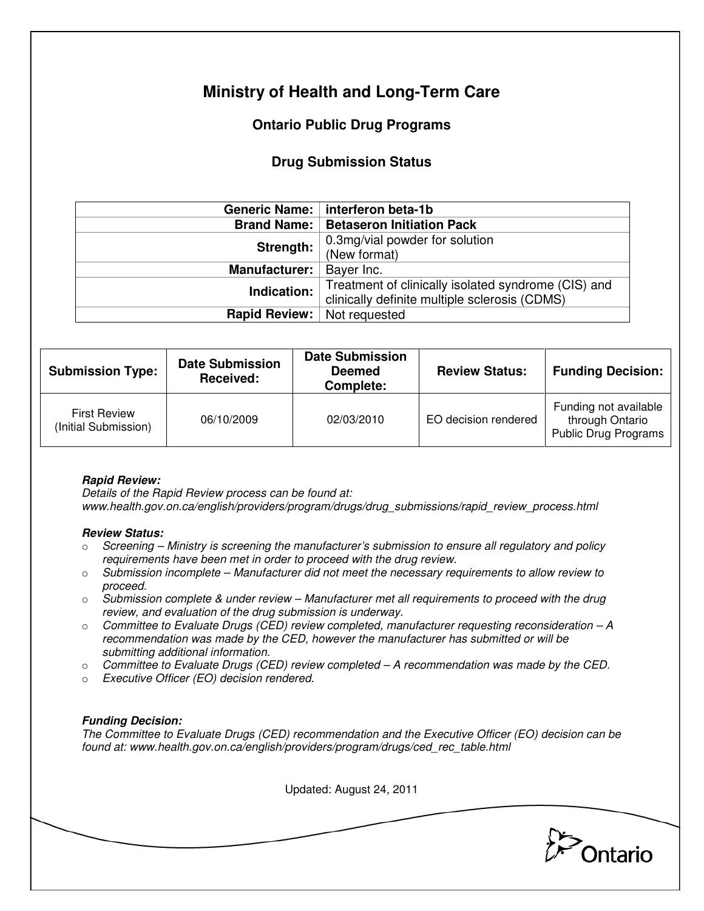# Ministry of Health and Long-Term Care

## Ontario Public Drug Programs

### Drug Submission Status

| | |
|---:|---|
| **Generic Name:** | **interferon beta-1b** |
| **Brand Name:** | **Betaseron Initiation Pack** |
| **Strength:** | 0.3mg/vial powder for solution (New format) |
| **Manufacturer:** | Bayer Inc. |
| **Indication:** | Treatment of clinically isolated syndrome (CIS) and clinically definite multiple sclerosis (CDMS) |
| **Rapid Review:** | Not requested |

| Submission Type: | Date Submission Received: | Date Submission Deemed Complete: | Review Status: | Funding Decision: |
|---|---|---|---|---|
| First Review (Initial Submission) | 06/10/2009 | 02/03/2010 | EO decision rendered | Funding not available through Ontario Public Drug Programs |

***Rapid Review:***
*Details of the Rapid Review process can be found at:*
*www.health.gov.on.ca/english/providers/program/drugs/drug_submissions/rapid_review_process.html*

***Review Status:***

- *Screening – Ministry is screening the manufacturer's submission to ensure all regulatory and policy requirements have been met in order to proceed with the drug review.*
- *Submission incomplete – Manufacturer did not meet the necessary requirements to allow review to proceed.*
- *Submission complete & under review – Manufacturer met all requirements to proceed with the drug review, and evaluation of the drug submission is underway.*
- *Committee to Evaluate Drugs (CED) review completed, manufacturer requesting reconsideration – A recommendation was made by the CED, however the manufacturer has submitted or will be submitting additional information.*
- *Committee to Evaluate Drugs (CED) review completed – A recommendation was made by the CED.*
- *Executive Officer (EO) decision rendered.*

***Funding Decision:***
*The Committee to Evaluate Drugs (CED) recommendation and the Executive Officer (EO) decision can be found at: www.health.gov.on.ca/english/providers/program/drugs/ced_rec_table.html*

Updated: August 24, 2011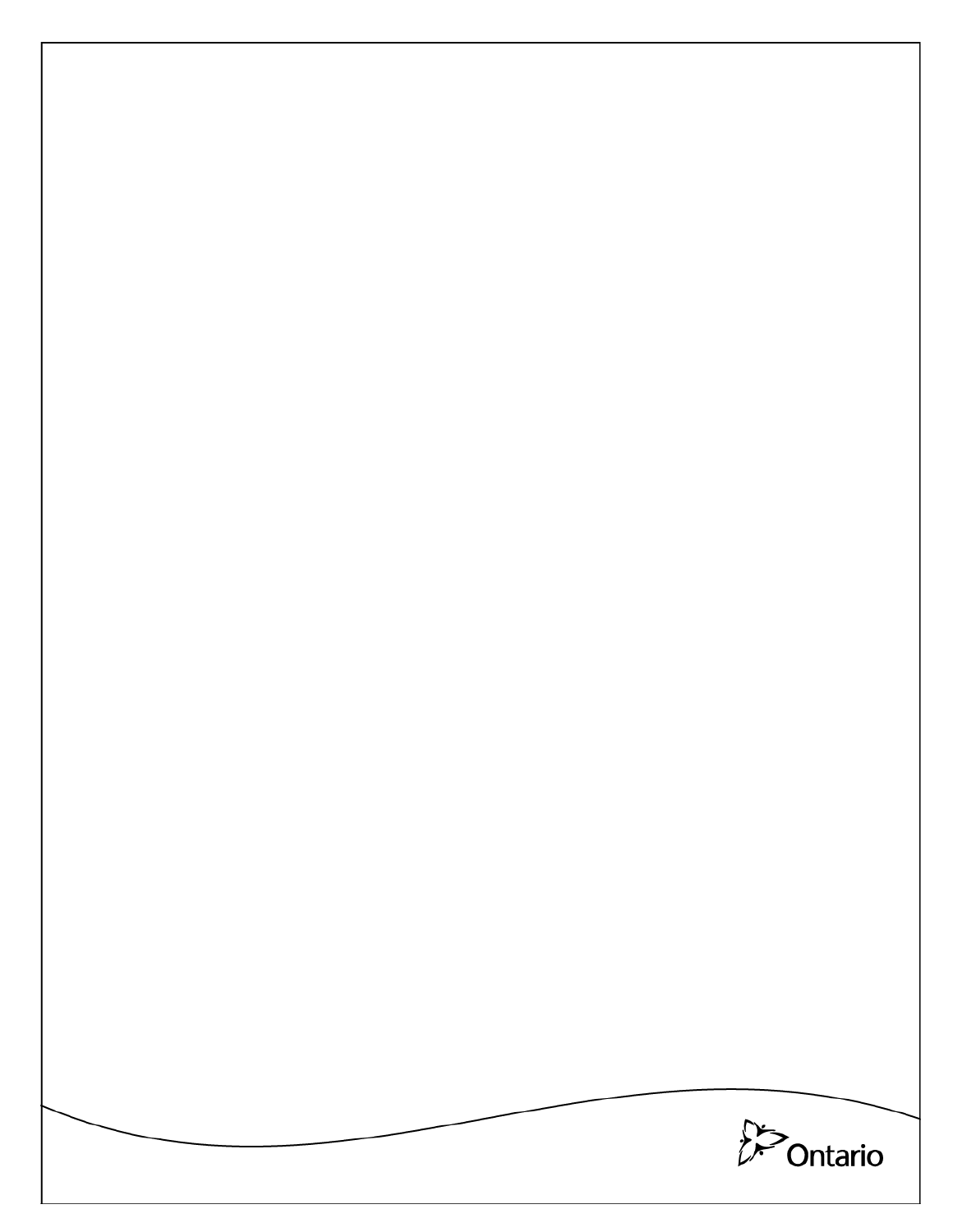Ontario